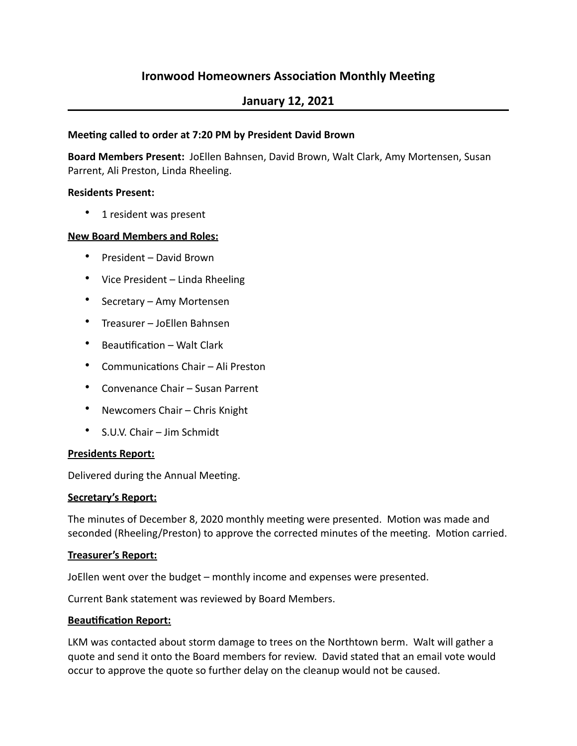# Ironwood Homeowners Association Monthly Meeting

## January 12, 2021

**Meeting called to order at 7:20 PM by President David Brown**

**Board Members Present:** JoEllen Bahnsen, David Brown, Walt Clark, Amy Mortensen, Susan Parrent, Ali Preston, Linda Rheeling.

**Residents Present:**

- 1 resident was present

**New Board Members and Roles:**

- President – David Brown
- Vice President – Linda Rheeling
- Secretary – Amy Mortensen
- Treasurer – JoEllen Bahnsen
- Beautification – Walt Clark
- Communications Chair – Ali Preston
- Convenance Chair – Susan Parrent
- Newcomers Chair – Chris Knight
- S.U.V. Chair – Jim Schmidt

**Presidents Report:**

Delivered during the Annual Meeting.

**Secretary's Report:**

The minutes of December 8, 2020 monthly meeting were presented. Motion was made and seconded (Rheeling/Preston) to approve the corrected minutes of the meeting. Motion carried.

**Treasurer's Report:**

JoEllen went over the budget – monthly income and expenses were presented.

Current Bank statement was reviewed by Board Members.

**Beautification Report:**

LKM was contacted about storm damage to trees on the Northtown berm. Walt will gather a quote and send it onto the Board members for review. David stated that an email vote would occur to approve the quote so further delay on the cleanup would not be caused.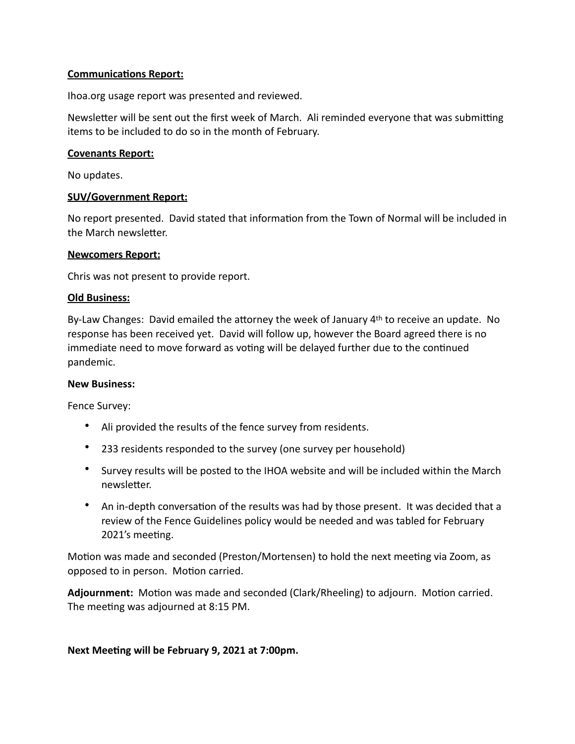**Communications Report:**

Ihoa.org usage report was presented and reviewed.

Newsletter will be sent out the first week of March. Ali reminded everyone that was submitting items to be included to do so in the month of February.

**Covenants Report:**

No updates.

**SUV/Government Report:**

No report presented. David stated that information from the Town of Normal will be included in the March newsletter.

**Newcomers Report:**

Chris was not present to provide report.

**Old Business:**

By-Law Changes: David emailed the attorney the week of January 4th to receive an update. No response has been received yet. David will follow up, however the Board agreed there is no immediate need to move forward as voting will be delayed further due to the continued pandemic.

**New Business:**

Fence Survey:

- Ali provided the results of the fence survey from residents.
- 233 residents responded to the survey (one survey per household)
- Survey results will be posted to the IHOA website and will be included within the March newsletter.
- An in-depth conversation of the results was had by those present. It was decided that a review of the Fence Guidelines policy would be needed and was tabled for February 2021's meeting.

Motion was made and seconded (Preston/Mortensen) to hold the next meeting via Zoom, as opposed to in person. Motion carried.

**Adjournment:** Motion was made and seconded (Clark/Rheeling) to adjourn. Motion carried. The meeting was adjourned at 8:15 PM.

**Next Meeting will be February 9, 2021 at 7:00pm.**